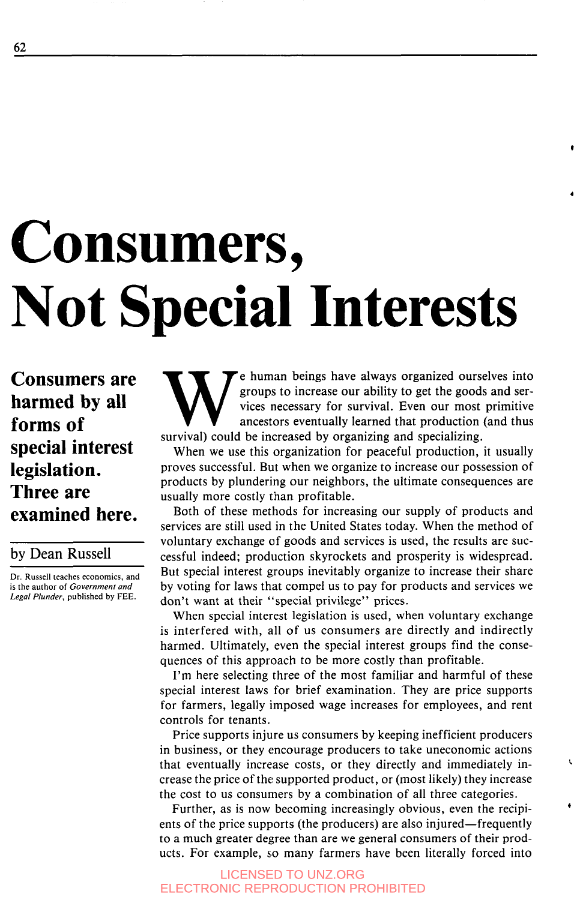# Consumers, Not Special Interests

**Consumers are harmed by all forms of special interest legislation. Three are examined here.**

by Dean Russell

Dr. Russell teaches economics, and is the author of *Government and Legal Plunder*, published by FEE.

We human beings have always organized ourselves into groups to increase our ability to get the goods and services necessary for survival. Even our most primitive ancestors eventually learned that production (and thus survival) could be increased by organizing and specializing.

When we use this organization for peaceful production, it usually proves successful. But when we organize to increase our possession of products by plundering our neighbors, the ultimate consequences are usually more costly than profitable.

Both of these methods for increasing our supply of products and services are still used in the United States today. When the method of voluntary exchange of goods and services is used, the results are successful indeed; production skyrockets and prosperity is widespread. But special interest groups inevitably organize to increase their share by voting for laws that compel us to pay for products and services we don't want at their "special privilege" prices.

When special interest legislation is used, when voluntary exchange is interfered with, all of us consumers are directly and indirectly harmed. Ultimately, even the special interest groups find the consequences of this approach to be more costly than profitable.

I'm here selecting three of the most familiar and harmful of these special interest laws for brief examination. They are price supports for farmers, legally imposed wage increases for employees, and rent controls for tenants.

Price supports injure us consumers by keeping inefficient producers in business, or they encourage producers to take uneconomic actions that eventually increase costs, or they directly and immediately increase the price of the supported product, or (most likely) they increase the cost to us consumers by a combination of all three categories.

Further, as is now becoming increasingly obvious, even the recipients of the price supports (the producers) are also injured—frequently to a much greater degree than are we general consumers of their products. For example, so many farmers have been literally forced into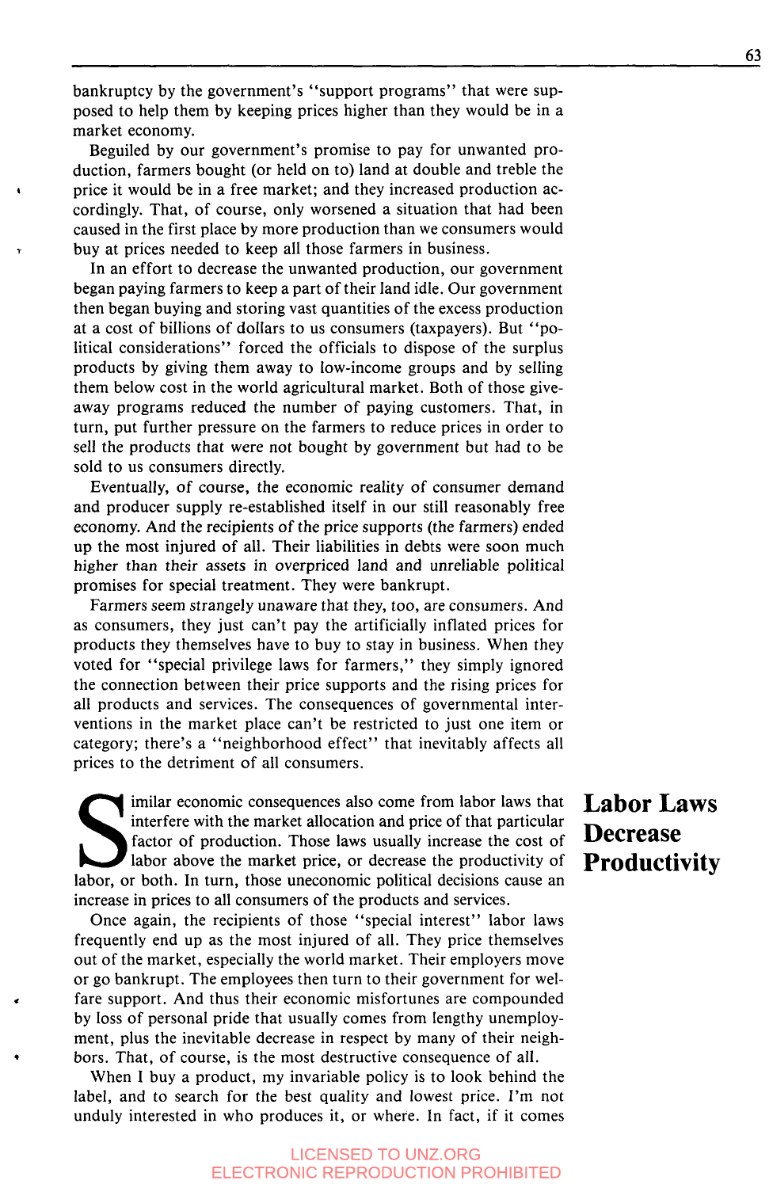bankruptcy by the government's "support programs" that were supposed to help them by keeping prices higher than they would be in a market economy.

Beguiled by our government's promise to pay for unwanted production, farmers bought (or held on to) land at double and treble the price it would be in a free market; and they increased production accordingly. That, of course, only worsened a situation that had been caused in the first place by more production than we consumers would buy at prices needed to keep all those farmers in business.

In an effort to decrease the unwanted production, our government began paying farmers to keep a part of their land idle. Our government then began buying and storing vast quantities of the excess production at a cost of billions of dollars to us consumers (taxpayers). But "political considerations" forced the officials to dispose of the surplus products by giving them away to low-income groups and by selling them below cost in the world agricultural market. Both of those give-away programs reduced the number of paying customers. That, in turn, put further pressure on the farmers to reduce prices in order to sell the products that were not bought by government but had to be sold to us consumers directly.

Eventually, of course, the economic reality of consumer demand and producer supply re-established itself in our still reasonably free economy. And the recipients of the price supports (the farmers) ended up the most injured of all. Their liabilities in debts were soon much higher than their assets in overpriced land and unreliable political promises for special treatment. They were bankrupt.

Farmers seem strangely unaware that they, too, are consumers. And as consumers, they just can't pay the artificially inflated prices for products they themselves have to buy to stay in business. When they voted for "special privilege laws for farmers," they simply ignored the connection between their price supports and the rising prices for all products and services. The consequences of governmental interventions in the market place can't be restricted to just one item or category; there's a "neighborhood effect" that inevitably affects all prices to the detriment of all consumers.

## Labor Laws Decrease Productivity

Similar economic consequences also come from labor laws that interfere with the market allocation and price of that particular factor of production. Those laws usually increase the cost of labor above the market price, or decrease the productivity of labor, or both. In turn, those uneconomic political decisions cause an increase in prices to all consumers of the products and services.

Once again, the recipients of those "special interest" labor laws frequently end up as the most injured of all. They price themselves out of the market, especially the world market. Their employers move or go bankrupt. The employees then turn to their government for welfare support. And thus their economic misfortunes are compounded by loss of personal pride that usually comes from lengthy unemployment, plus the inevitable decrease in respect by many of their neighbors. That, of course, is the most destructive consequence of all.

When I buy a product, my invariable policy is to look behind the label, and to search for the best quality and lowest price. I'm not unduly interested in who produces it, or where. In fact, if it comes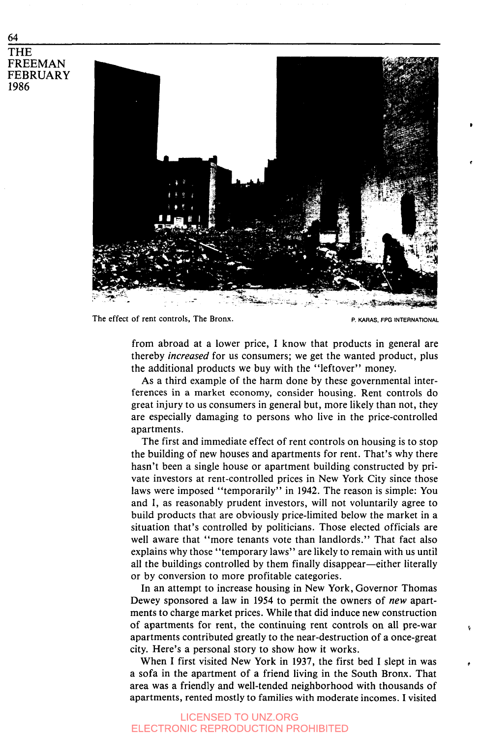The effect of rent controls, The Bronx. P. KARAS, FPG INTERNATIONAL

from abroad at a lower price, I know that products in general are thereby *increased* for us consumers; we get the wanted product, plus the additional products we buy with the "leftover" money.

As a third example of the harm done by these governmental interferences in a market economy, consider housing. Rent controls do great injury to us consumers in general but, more likely than not, they are especially damaging to persons who live in the price-controlled apartments.

The first and immediate effect of rent controls on housing is to stop the building of new houses and apartments for rent. That's why there hasn't been a single house or apartment building constructed by private investors at rent-controlled prices in New York City since those laws were imposed "temporarily" in 1942. The reason is simple: You and I, as reasonably prudent investors, will not voluntarily agree to build products that are obviously price-limited below the market in a situation that's controlled by politicians. Those elected officials are well aware that "more tenants vote than landlords." That fact also explains why those "temporary laws" are likely to remain with us until all the buildings controlled by them finally disappear—either literally or by conversion to more profitable categories.

In an attempt to increase housing in New York, Governor Thomas Dewey sponsored a law in 1954 to permit the owners of *new* apartments to charge market prices. While that did induce new construction of apartments for rent, the continuing rent controls on all pre-war apartments contributed greatly to the near-destruction of a once-great city. Here's a personal story to show how it works.

When I first visited New York in 1937, the first bed I slept in was a sofa in the apartment of a friend living in the South Bronx. That area was a friendly and well-tended neighborhood with thousands of apartments, rented mostly to families with moderate incomes. I visited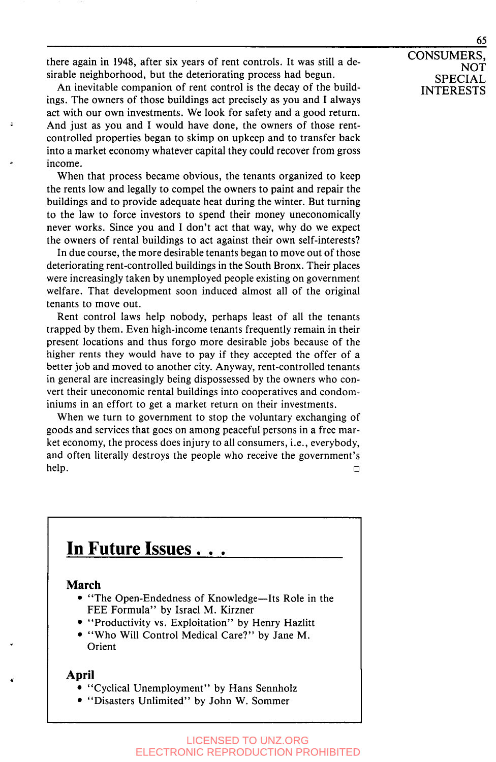there again in 1948, after six years of rent controls. It was still a desirable neighborhood, but the deteriorating process had begun.

An inevitable companion of rent control is the decay of the buildings. The owners of those buildings act precisely as you and I always act with our own investments. We look for safety and a good return. And just as you and I would have done, the owners of those rent-controlled properties began to skimp on upkeep and to transfer back into a market economy whatever capital they could recover from gross income.

When that process became obvious, the tenants organized to keep the rents low and legally to compel the owners to paint and repair the buildings and to provide adequate heat during the winter. But turning to the law to force investors to spend their money uneconomically never works. Since you and I don't act that way, why do we expect the owners of rental buildings to act against their own self-interests?

In due course, the more desirable tenants began to move out of those deteriorating rent-controlled buildings in the South Bronx. Their places were increasingly taken by unemployed people existing on government welfare. That development soon induced almost all of the original tenants to move out.

Rent control laws help nobody, perhaps least of all the tenants trapped by them. Even high-income tenants frequently remain in their present locations and thus forgo more desirable jobs because of the higher rents they would have to pay if they accepted the offer of a better job and moved to another city. Anyway, rent-controlled tenants in general are increasingly being dispossessed by the owners who convert their uneconomic rental buildings into cooperatives and condominiums in an effort to get a market return on their investments.

When we turn to government to stop the voluntary exchanging of goods and services that goes on among peaceful persons in a free market economy, the process does injury to all consumers, i.e., everybody, and often literally destroys the people who receive the government's help. □

## In Future Issues . . .

**March**

- "The Open-Endedness of Knowledge—Its Role in the FEE Formula" by Israel M. Kirzner
- "Productivity vs. Exploitation" by Henry Hazlitt
- "Who Will Control Medical Care?" by Jane M. Orient

**April**

- "Cyclical Unemployment" by Hans Sennholz
- "Disasters Unlimited" by John W. Sommer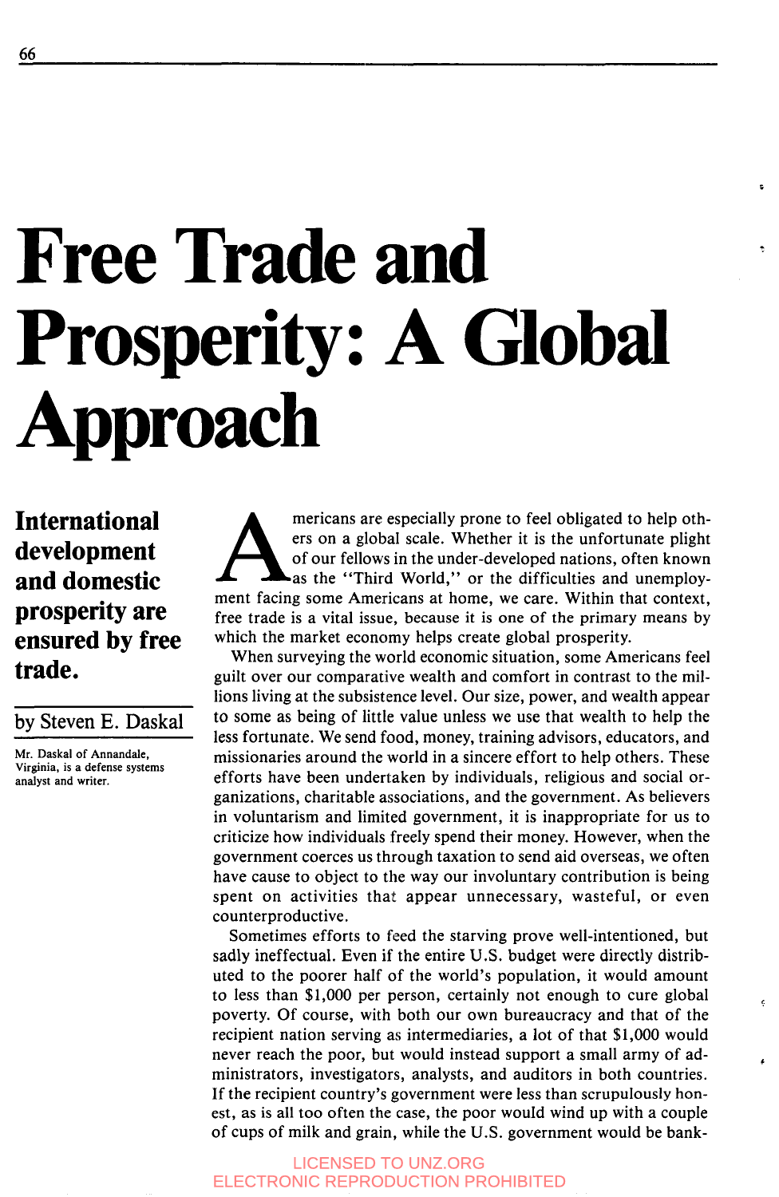# Free Trade and Prosperity: A Global Approach

**International development and domestic prosperity are ensured by free trade.**

by Steven E. Daskal

Mr. Daskal of Annandale, Virginia, is a defense systems analyst and writer.

Americans are especially prone to feel obligated to help others on a global scale. Whether it is the unfortunate plight of our fellows in the under-developed nations, often known as the "Third World," or the difficulties and unemployment facing some Americans at home, we care. Within that context, free trade is a vital issue, because it is one of the primary means by which the market economy helps create global prosperity.

When surveying the world economic situation, some Americans feel guilt over our comparative wealth and comfort in contrast to the millions living at the subsistence level. Our size, power, and wealth appear to some as being of little value unless we use that wealth to help the less fortunate. We send food, money, training advisors, educators, and missionaries around the world in a sincere effort to help others. These efforts have been undertaken by individuals, religious and social organizations, charitable associations, and the government. As believers in voluntarism and limited government, it is inappropriate for us to criticize how individuals freely spend their money. However, when the government coerces us through taxation to send aid overseas, we often have cause to object to the way our involuntary contribution is being spent on activities that appear unnecessary, wasteful, or even counterproductive.

Sometimes efforts to feed the starving prove well-intentioned, but sadly ineffectual. Even if the entire U.S. budget were directly distributed to the poorer half of the world's population, it would amount to less than $1,000 per person, certainly not enough to cure global poverty. Of course, with both our own bureaucracy and that of the recipient nation serving as intermediaries, a lot of that $1,000 would never reach the poor, but would instead support a small army of administrators, investigators, analysts, and auditors in both countries. If the recipient country's government were less than scrupulously honest, as is all too often the case, the poor would wind up with a couple of cups of milk and grain, while the U.S. government would be bank-